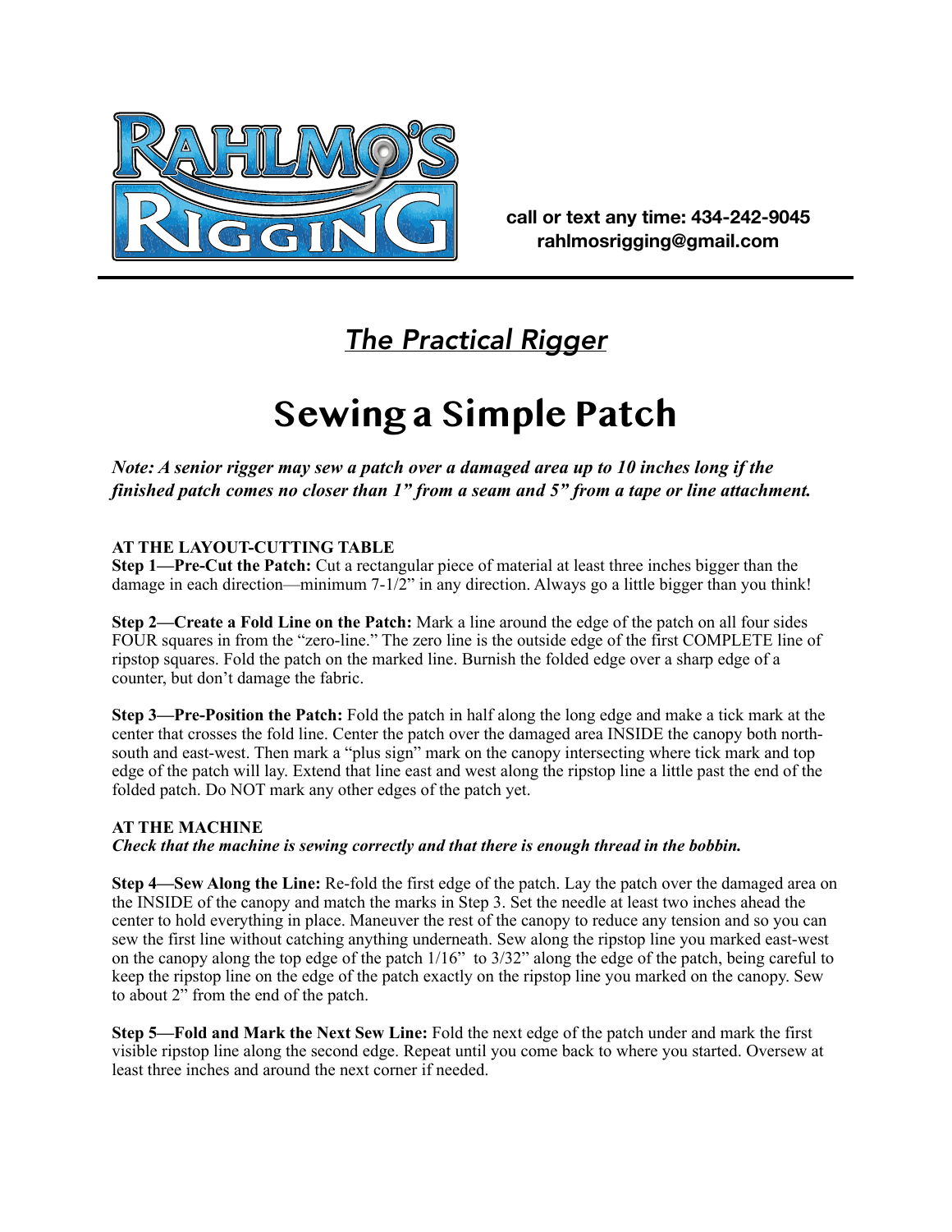call or text any time: 434-242-9045
rahlmosrigging@gmail.com

## *The Practical Rigger*

# Sewing a Simple Patch

***Note: A senior rigger may sew a patch over a damaged area up to 10 inches long if the finished patch comes no closer than 1" from a seam and 5" from a tape or line attachment.***

**AT THE LAYOUT-CUTTING TABLE**

**Step 1—Pre-Cut the Patch:** Cut a rectangular piece of material at least three inches bigger than the damage in each direction—minimum 7-1/2" in any direction. Always go a little bigger than you think!

**Step 2—Create a Fold Line on the Patch:** Mark a line around the edge of the patch on all four sides FOUR squares in from the "zero-line." The zero line is the outside edge of the first COMPLETE line of ripstop squares. Fold the patch on the marked line. Burnish the folded edge over a sharp edge of a counter, but don't damage the fabric.

**Step 3—Pre-Position the Patch:** Fold the patch in half along the long edge and make a tick mark at the center that crosses the fold line. Center the patch over the damaged area INSIDE the canopy both north-south and east-west. Then mark a "plus sign" mark on the canopy intersecting where tick mark and top edge of the patch will lay. Extend that line east and west along the ripstop line a little past the end of the folded patch. Do NOT mark any other edges of the patch yet.

**AT THE MACHINE**

***Check that the machine is sewing correctly and that there is enough thread in the bobbin.***

**Step 4—Sew Along the Line:** Re-fold the first edge of the patch. Lay the patch over the damaged area on the INSIDE of the canopy and match the marks in Step 3. Set the needle at least two inches ahead the center to hold everything in place. Maneuver the rest of the canopy to reduce any tension and so you can sew the first line without catching anything underneath. Sew along the ripstop line you marked east-west on the canopy along the top edge of the patch 1/16" to 3/32" along the edge of the patch, being careful to keep the ripstop line on the edge of the patch exactly on the ripstop line you marked on the canopy. Sew to about 2" from the end of the patch.

**Step 5—Fold and Mark the Next Sew Line:** Fold the next edge of the patch under and mark the first visible ripstop line along the second edge. Repeat until you come back to where you started. Oversew at least three inches and around the next corner if needed.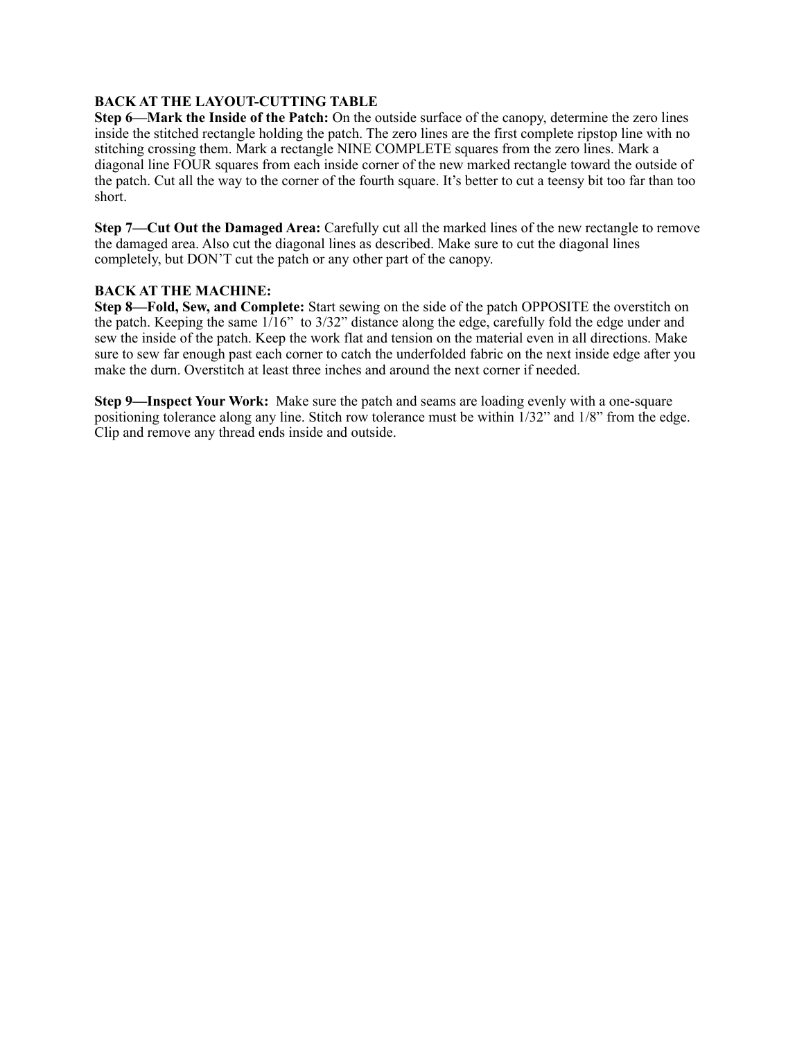**BACK AT THE LAYOUT-CUTTING TABLE**

**Step 6—Mark the Inside of the Patch:** On the outside surface of the canopy, determine the zero lines inside the stitched rectangle holding the patch. The zero lines are the first complete ripstop line with no stitching crossing them. Mark a rectangle NINE COMPLETE squares from the zero lines. Mark a diagonal line FOUR squares from each inside corner of the new marked rectangle toward the outside of the patch. Cut all the way to the corner of the fourth square. It's better to cut a teensy bit too far than too short.

**Step 7—Cut Out the Damaged Area:** Carefully cut all the marked lines of the new rectangle to remove the damaged area. Also cut the diagonal lines as described. Make sure to cut the diagonal lines completely, but DON'T cut the patch or any other part of the canopy.

**BACK AT THE MACHINE:**

**Step 8—Fold, Sew, and Complete:** Start sewing on the side of the patch OPPOSITE the overstitch on the patch. Keeping the same 1/16" to 3/32" distance along the edge, carefully fold the edge under and sew the inside of the patch. Keep the work flat and tension on the material even in all directions. Make sure to sew far enough past each corner to catch the underfolded fabric on the next inside edge after you make the durn. Overstitch at least three inches and around the next corner if needed.

**Step 9—Inspect Your Work:** Make sure the patch and seams are loading evenly with a one-square positioning tolerance along any line. Stitch row tolerance must be within 1/32" and 1/8" from the edge. Clip and remove any thread ends inside and outside.